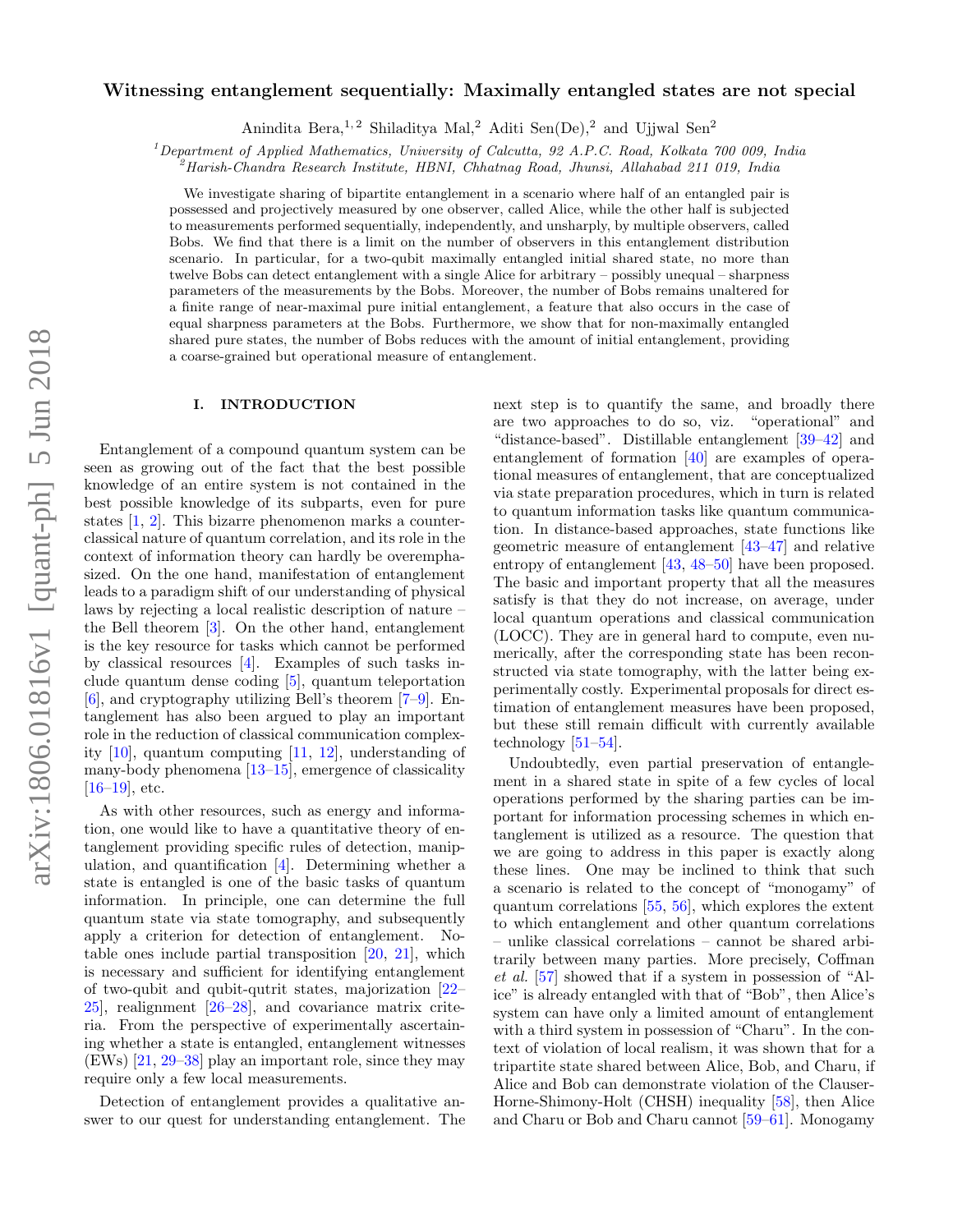# Witnessing entanglement sequentially: Maximally entangled states are not special

Anindita Bera,[1,2] Shiladitya Mal,[2] Aditi Sen(De),[2] and Ujjwal Sen[2]

[1]*Department of Applied Mathematics, University of Calcutta, 92 A.P.C. Road, Kolkata 700 009, India*
[2]*Harish-Chandra Research Institute, HBNI, Chhatnag Road, Jhunsi, Allahabad 211 019, India*

We investigate sharing of bipartite entanglement in a scenario where half of an entangled pair is possessed and projectively measured by one observer, called Alice, while the other half is subjected to measurements performed sequentially, independently, and unsharply, by multiple observers, called Bobs. We find that there is a limit on the number of observers in this entanglement distribution scenario. In particular, for a two-qubit maximally entangled initial shared state, no more than twelve Bobs can detect entanglement with a single Alice for arbitrary – possibly unequal – sharpness parameters of the measurements by the Bobs. Moreover, the number of Bobs remains unaltered for a finite range of near-maximal pure initial entanglement, a feature that also occurs in the case of equal sharpness parameters at the Bobs. Furthermore, we show that for non-maximally entangled shared pure states, the number of Bobs reduces with the amount of initial entanglement, providing a coarse-grained but operational measure of entanglement.

## I. INTRODUCTION

Entanglement of a compound quantum system can be seen as growing out of the fact that the best possible knowledge of an entire system is not contained in the best possible knowledge of its subparts, even for pure states [1, 2]. This bizarre phenomenon marks a counter-classical nature of quantum correlation, and its role in the context of information theory can hardly be overemphasized. On the one hand, manifestation of entanglement leads to a paradigm shift of our understanding of physical laws by rejecting a local realistic description of nature – the Bell theorem [3]. On the other hand, entanglement is the key resource for tasks which cannot be performed by classical resources [4]. Examples of such tasks include quantum dense coding [5], quantum teleportation [6], and cryptography utilizing Bell's theorem [7–9]. Entanglement has also been argued to play an important role in the reduction of classical communication complexity [10], quantum computing [11, 12], understanding of many-body phenomena [13–15], emergence of classicality [16–19], etc.

As with other resources, such as energy and information, one would like to have a quantitative theory of entanglement providing specific rules of detection, manipulation, and quantification [4]. Determining whether a state is entangled is one of the basic tasks of quantum information. In principle, one can determine the full quantum state via state tomography, and subsequently apply a criterion for detection of entanglement. Notable ones include partial transposition [20, 21], which is necessary and sufficient for identifying entanglement of two-qubit and qubit-qutrit states, majorization [22–25], realignment [26–28], and covariance matrix criteria. From the perspective of experimentally ascertaining whether a state is entangled, entanglement witnesses (EWs) [21, 29–38] play an important role, since they may require only a few local measurements.

Detection of entanglement provides a qualitative answer to our quest for understanding entanglement. The next step is to quantify the same, and broadly there are two approaches to do so, viz. "operational" and "distance-based". Distillable entanglement [39–42] and entanglement of formation [40] are examples of operational measures of entanglement, that are conceptualized via state preparation procedures, which in turn is related to quantum information tasks like quantum communication. In distance-based approaches, state functions like geometric measure of entanglement [43–47] and relative entropy of entanglement [43, 48–50] have been proposed. The basic and important property that all the measures satisfy is that they do not increase, on average, under local quantum operations and classical communication (LOCC). They are in general hard to compute, even numerically, after the corresponding state has been reconstructed via state tomography, with the latter being experimentally costly. Experimental proposals for direct estimation of entanglement measures have been proposed, but these still remain difficult with currently available technology [51–54].

Undoubtedly, even partial preservation of entanglement in a shared state in spite of a few cycles of local operations performed by the sharing parties can be important for information processing schemes in which entanglement is utilized as a resource. The question that we are going to address in this paper is exactly along these lines. One may be inclined to think that such a scenario is related to the concept of "monogamy" of quantum correlations [55, 56], which explores the extent to which entanglement and other quantum correlations – unlike classical correlations – cannot be shared arbitrarily between many parties. More precisely, Coffman *et al.* [57] showed that if a system in possession of "Alice" is already entangled with that of "Bob", then Alice's system can have only a limited amount of entanglement with a third system in possession of "Charu". In the context of violation of local realism, it was shown that for a tripartite state shared between Alice, Bob, and Charu, if Alice and Bob can demonstrate violation of the Clauser-Horne-Shimony-Holt (CHSH) inequality [58], then Alice and Charu or Bob and Charu cannot [59–61]. Monogamy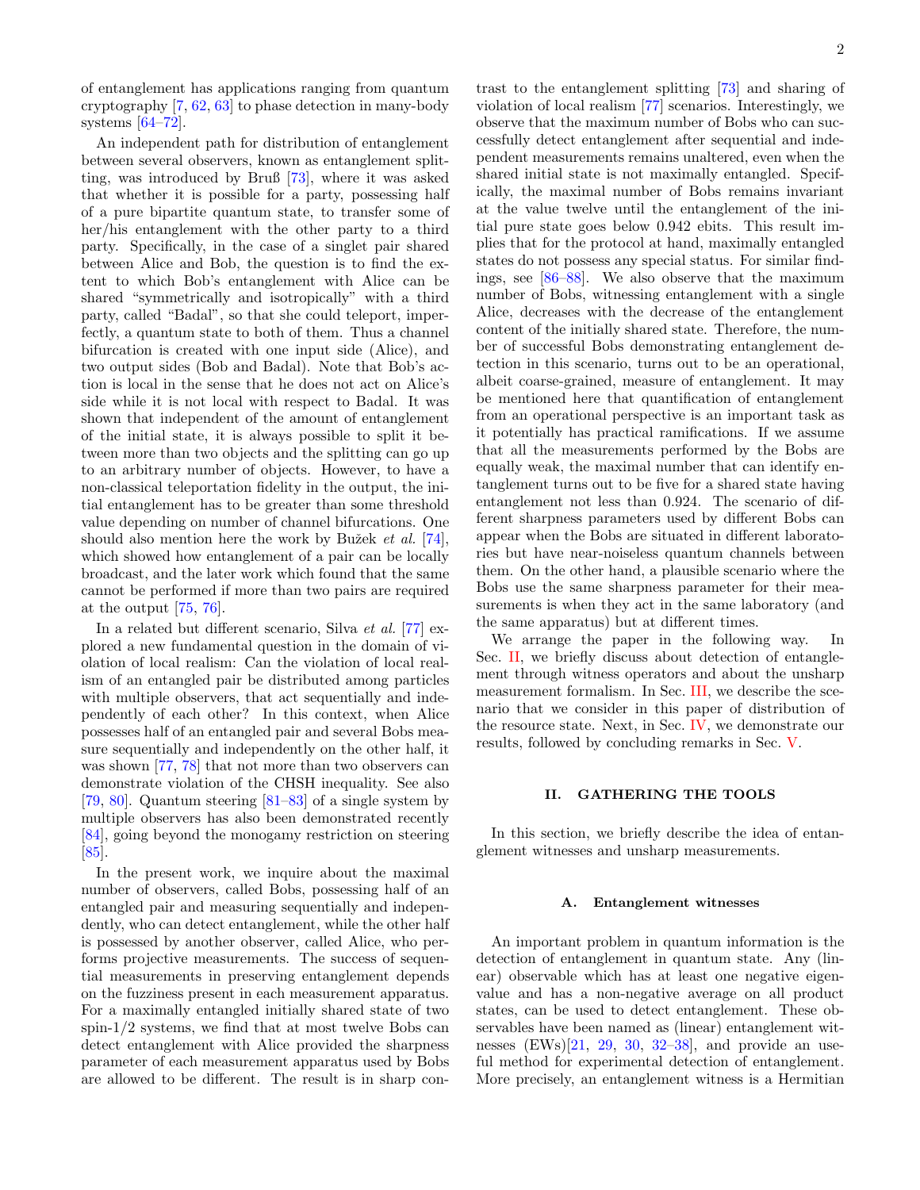of entanglement has applications ranging from quantum cryptography [7, 62, 63] to phase detection in many-body systems [64–72].

An independent path for distribution of entanglement between several observers, known as entanglement splitting, was introduced by Bruß [73], where it was asked that whether it is possible for a party, possessing half of a pure bipartite quantum state, to transfer some of her/his entanglement with the other party to a third party. Specifically, in the case of a singlet pair shared between Alice and Bob, the question is to find the extent to which Bob's entanglement with Alice can be shared "symmetrically and isotropically" with a third party, called "Badal", so that she could teleport, imperfectly, a quantum state to both of them. Thus a channel bifurcation is created with one input side (Alice), and two output sides (Bob and Badal). Note that Bob's action is local in the sense that he does not act on Alice's side while it is not local with respect to Badal. It was shown that independent of the amount of entanglement of the initial state, it is always possible to split it between more than two objects and the splitting can go up to an arbitrary number of objects. However, to have a non-classical teleportation fidelity in the output, the initial entanglement has to be greater than some threshold value depending on number of channel bifurcations. One should also mention here the work by Bužek *et al.* [74], which showed how entanglement of a pair can be locally broadcast, and the later work which found that the same cannot be performed if more than two pairs are required at the output [75, 76].

In a related but different scenario, Silva *et al.* [77] explored a new fundamental question in the domain of violation of local realism: Can the violation of local realism of an entangled pair be distributed among particles with multiple observers, that act sequentially and independently of each other? In this context, when Alice possesses half of an entangled pair and several Bobs measure sequentially and independently on the other half, it was shown [77, 78] that not more than two observers can demonstrate violation of the CHSH inequality. See also [79, 80]. Quantum steering [81–83] of a single system by multiple observers has also been demonstrated recently [84], going beyond the monogamy restriction on steering [85].

In the present work, we inquire about the maximal number of observers, called Bobs, possessing half of an entangled pair and measuring sequentially and independently, who can detect entanglement, while the other half is possessed by another observer, called Alice, who performs projective measurements. The success of sequential measurements in preserving entanglement depends on the fuzziness present in each measurement apparatus. For a maximally entangled initially shared state of two spin-1/2 systems, we find that at most twelve Bobs can detect entanglement with Alice provided the sharpness parameter of each measurement apparatus used by Bobs are allowed to be different. The result is in sharp contrast to the entanglement splitting [73] and sharing of violation of local realism [77] scenarios. Interestingly, we observe that the maximum number of Bobs who can successfully detect entanglement after sequential and independent measurements remains unaltered, even when the shared initial state is not maximally entangled. Specifically, the maximal number of Bobs remains invariant at the value twelve until the entanglement of the initial pure state goes below 0.942 ebits. This result implies that for the protocol at hand, maximally entangled states do not possess any special status. For similar findings, see [86–88]. We also observe that the maximum number of Bobs, witnessing entanglement with a single Alice, decreases with the decrease of the entanglement content of the initially shared state. Therefore, the number of successful Bobs demonstrating entanglement detection in this scenario, turns out to be an operational, albeit coarse-grained, measure of entanglement. It may be mentioned here that quantification of entanglement from an operational perspective is an important task as it potentially has practical ramifications. If we assume that all the measurements performed by the Bobs are equally weak, the maximal number that can identify entanglement turns out to be five for a shared state having entanglement not less than 0.924. The scenario of different sharpness parameters used by different Bobs can appear when the Bobs are situated in different laboratories but have near-noiseless quantum channels between them. On the other hand, a plausible scenario where the Bobs use the same sharpness parameter for their measurements is when they act in the same laboratory (and the same apparatus) but at different times.

We arrange the paper in the following way. In Sec. II, we briefly discuss about detection of entanglement through witness operators and about the unsharp measurement formalism. In Sec. III, we describe the scenario that we consider in this paper of distribution of the resource state. Next, in Sec. IV, we demonstrate our results, followed by concluding remarks in Sec. V.

## II. GATHERING THE TOOLS

In this section, we briefly describe the idea of entanglement witnesses and unsharp measurements.

### A. Entanglement witnesses

An important problem in quantum information is the detection of entanglement in quantum state. Any (linear) observable which has at least one negative eigenvalue and has a non-negative average on all product states, can be used to detect entanglement. These observables have been named as (linear) entanglement witnesses (EWs)[21, 29, 30, 32–38], and provide an useful method for experimental detection of entanglement. More precisely, an entanglement witness is a Hermitian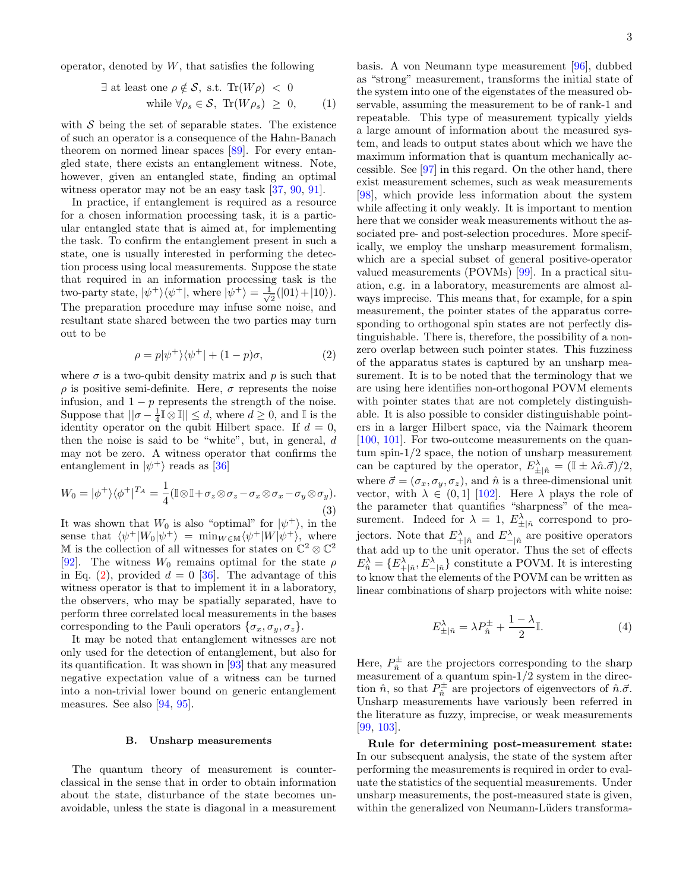operator, denoted by $W$, that satisfies the following

$$\begin{aligned} \exists \text{ at least one } \rho \notin \mathcal{S}, \text{ s.t. } \mathrm{Tr}(W\rho) &< 0 \\ \text{while } \forall \rho_s \in \mathcal{S}, \ \mathrm{Tr}(W\rho_s) &\geq 0, \end{aligned} \tag{1}$$

with $\mathcal{S}$ being the set of separable states. The existence of such an operator is a consequence of the Hahn-Banach theorem on normed linear spaces [89]. For every entangled state, there exists an entanglement witness. Note, however, given an entangled state, finding an optimal witness operator may not be an easy task [37, 90, 91].

In practice, if entanglement is required as a resource for a chosen information processing task, it is a particular entangled state that is aimed at, for implementing the task. To confirm the entanglement present in such a state, one is usually interested in performing the detection process using local measurements. Suppose the state that required in an information processing task is the two-party state, $|\psi^+\rangle\langle\psi^+|$, where $|\psi^+\rangle = \frac{1}{\sqrt{2}}(|01\rangle + |10\rangle)$. The preparation procedure may infuse some noise, and resultant state shared between the two parties may turn out to be

$$\rho = p|\psi^+\rangle\langle\psi^+| + (1-p)\sigma, \tag{2}$$

where $\sigma$ is a two-qubit density matrix and $p$ is such that $\rho$ is positive semi-definite. Here, $\sigma$ represents the noise infusion, and $1-p$ represents the strength of the noise. Suppose that $||\sigma - \frac{1}{4}\mathbb{I}\otimes\mathbb{I}|| \leq d$, where $d \geq 0$, and $\mathbb{I}$ is the identity operator on the qubit Hilbert space. If $d = 0$, then the noise is said to be "white", but, in general, $d$ may not be zero. A witness operator that confirms the entanglement in $|\psi^+\rangle$ reads as [36]

$$W_0 = |\phi^+\rangle\langle\phi^+|^{T_A} = \frac{1}{4}(\mathbb{I}\otimes\mathbb{I} + \sigma_z\otimes\sigma_z - \sigma_x\otimes\sigma_x - \sigma_y\otimes\sigma_y). \tag{3}$$

It was shown that $W_0$ is also "optimal" for $|\psi^+\rangle$, in the sense that $\langle\psi^+|W_0|\psi^+\rangle = \min_{W\in\mathbb{M}}\langle\psi^+|W|\psi^+\rangle$, where $\mathbb{M}$ is the collection of all witnesses for states on $\mathbb{C}^2\otimes\mathbb{C}^2$ [92]. The witness $W_0$ remains optimal for the state $\rho$ in Eq. (2), provided $d = 0$ [36]. The advantage of this witness operator is that to implement it in a laboratory, the observers, who may be spatially separated, have to perform three correlated local measurements in the bases corresponding to the Pauli operators $\{\sigma_x, \sigma_y, \sigma_z\}$.

It may be noted that entanglement witnesses are not only used for the detection of entanglement, but also for its quantification. It was shown in [93] that any measured negative expectation value of a witness can be turned into a non-trivial lower bound on generic entanglement measures. See also [94, 95].

### B. Unsharp measurements

The quantum theory of measurement is counter-classical in the sense that in order to obtain information about the state, disturbance of the state becomes unavoidable, unless the state is diagonal in a measurement basis. A von Neumann type measurement [96], dubbed as "strong" measurement, transforms the initial state of the system into one of the eigenstates of the measured observable, assuming the measurement to be of rank-1 and repeatable. This type of measurement typically yields a large amount of information about the measured system, and leads to output states about which we have the maximum information that is quantum mechanically accessible. See [97] in this regard. On the other hand, there exist measurement schemes, such as weak measurements [98], which provide less information about the system while affecting it only weakly. It is important to mention here that we consider weak measurements without the associated pre- and post-selection procedures. More specifically, we employ the unsharp measurement formalism, which are a special subset of general positive-operator valued measurements (POVMs) [99]. In a practical situation, e.g. in a laboratory, measurements are almost always imprecise. This means that, for example, for a spin measurement, the pointer states of the apparatus corresponding to orthogonal spin states are not perfectly distinguishable. There is, therefore, the possibility of a non-zero overlap between such pointer states. This fuzziness of the apparatus states is captured by an unsharp measurement. It is to be noted that the terminology that we are using here identifies non-orthogonal POVM elements with pointer states that are not completely distinguishable. It is also possible to consider distinguishable pointers in a larger Hilbert space, via the Naimark theorem [100, 101]. For two-outcome measurements on the quantum spin-1/2 space, the notion of unsharp measurement can be captured by the operator, $E^{\lambda}_{\pm|\hat{n}} = (\mathbb{I} \pm \lambda\hat{n}.\vec{\sigma})/2$, where $\vec{\sigma} = (\sigma_x, \sigma_y, \sigma_z)$, and $\hat{n}$ is a three-dimensional unit vector, with $\lambda \in (0, 1]$ [102]. Here $\lambda$ plays the role of the parameter that quantifies "sharpness" of the measurement. Indeed for $\lambda = 1$, $E^{\lambda}_{\pm|\hat{n}}$ correspond to projectors. Note that $E^{\lambda}_{+|\hat{n}}$ and $E^{\lambda}_{-|\hat{n}}$ are positive operators that add up to the unit operator. Thus the set of effects $E^{\lambda}_{\hat{n}} = \{E^{\lambda}_{+|\hat{n}}, E^{\lambda}_{-|\hat{n}}\}$ constitute a POVM. It is interesting to know that the elements of the POVM can be written as linear combinations of sharp projectors with white noise:

$$E^{\lambda}_{\pm|\hat{n}} = \lambda P^{\pm}_{\hat{n}} + \frac{1-\lambda}{2}\mathbb{I}. \tag{4}$$

Here, $P^{\pm}_{\hat{n}}$ are the projectors corresponding to the sharp measurement of a quantum spin-1/2 system in the direction $\hat{n}$, so that $P^{\pm}_{\hat{n}}$ are projectors of eigenvectors of $\hat{n}.\vec{\sigma}$. Unsharp measurements have variously been referred in the literature as fuzzy, imprecise, or weak measurements [99, 103].

**Rule for determining post-measurement state:** In our subsequent analysis, the state of the system after performing the measurements is required in order to evaluate the statistics of the sequential measurements. Under unsharp measurements, the post-measured state is given, within the generalized von Neumann-Lüders transforma-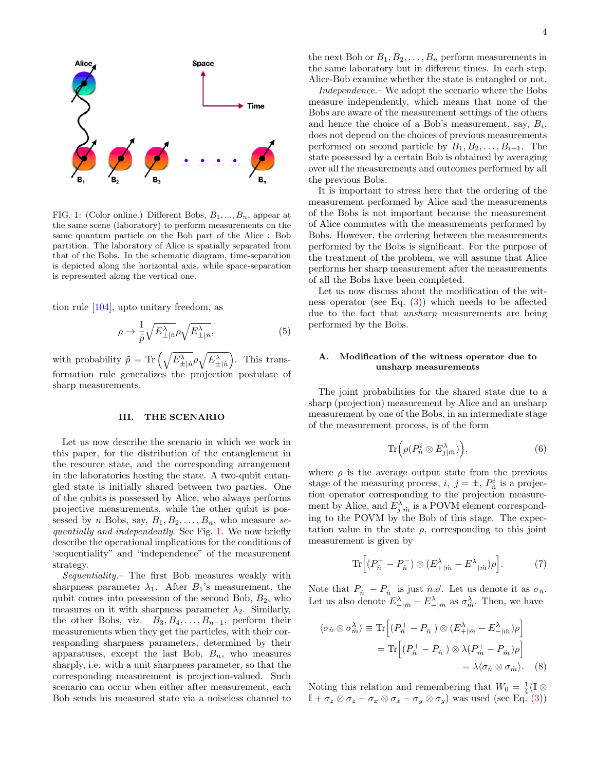FIG. 1: (Color online.) Different Bobs, $B_1, ..., B_n$, appear at the same scene (laboratory) to perform measurements on the same quantum particle on the Bob part of the Alice : Bob partition. The laboratory of Alice is spatially separated from that of the Bobs. In the schematic diagram, time-separation is depicted along the horizontal axis, while space-separation is represented along the vertical one.

tion rule [104], upto unitary freedom, as

$$\rho \rightarrow \frac{1}{\tilde{p}}\sqrt{E^{\lambda}_{\pm|\hat{n}}}\rho\sqrt{E^{\lambda}_{\pm|\hat{n}}}, \tag{5}$$

with probability $\tilde{p} = \text{Tr}\left(\sqrt{E^{\lambda}_{\pm|\hat{n}}}\rho\sqrt{E^{\lambda}_{\pm|\hat{n}}}\right)$. This transformation rule generalizes the projection postulate of sharp measurements.

## III. THE SCENARIO

Let us now describe the scenario in which we work in this paper, for the distribution of the entanglement in the resource state, and the corresponding arrangement in the laboratories hosting the state. A two-qubit entangled state is initially shared between two parties. One of the qubits is possessed by Alice, who always performs projective measurements, while the other qubit is possessed by $n$ Bobs, say, $B_1, B_2, \ldots, B_n$, who measure *sequentially and independently*. See Fig. 1. We now briefly describe the operational implications for the conditions of 'sequentiality" and "independence" of the measurement strategy.

*Sequentiality.–* The first Bob measures weakly with sharpness parameter $\lambda_1$. After $B_1$'s measurement, the qubit comes into possession of the second Bob, $B_2$, who measures on it with sharpness parameter $\lambda_2$. Similarly, the other Bobs, viz. $B_3, B_4, \ldots, B_{n-1}$, perform their measurements when they get the particles, with their corresponding sharpness parameters, determined by their apparatuses, except the last Bob, $B_n$, who measures sharply, i.e. with a unit sharpness parameter, so that the corresponding measurement is projection-valued. Such scenario can occur when either after measurement, each Bob sends his measured state via a noiseless channel to the next Bob or $B_1, B_2, \ldots, B_n$ perform measurements in the same laboratory but in different times. In each step, Alice-Bob examine whether the state is entangled or not.

*Independence.–* We adopt the scenario where the Bobs measure independently, which means that none of the Bobs are aware of the measurement settings of the others and hence the choice of a Bob's measurement, say, $B_i$, does not depend on the choices of previous measurements performed on second particle by $B_1, B_2, \ldots, B_{i-1}$. The state possessed by a certain Bob is obtained by averaging over all the measurements and outcomes performed by all the previous Bobs.

It is important to stress here that the ordering of the measurement performed by Alice and the measurements of the Bobs is not important because the measurement of Alice commutes with the measurements performed by Bobs. However, the ordering between the measurements performed by the Bobs is significant. For the purpose of the treatment of the problem, we will assume that Alice performs her sharp measurement after the measurements of all the Bobs have been completed.

Let us now discuss about the modification of the witness operator (see Eq. (3)) which needs to be affected due to the fact that *unsharp* measurements are being performed by the Bobs.

### A. Modification of the witness operator due to unsharp measurements

The joint probabilities for the shared state due to a sharp (projection) measurement by Alice and an unsharp measurement by one of the Bobs, in an intermediate stage of the measurement process, is of the form

$$\text{Tr}\Big(\rho(P^{i}_{\hat{n}} \otimes E^{\lambda}_{j|\hat{m}})\Big), \tag{6}$$

where $\rho$ is the average output state from the previous stage of the measuring process, $i,\ j = \pm$, $P^{i}_{\hat{n}}$ is a projection operator corresponding to the projection measurement by Alice, and $E^{\lambda}_{j|\hat{m}}$ is a POVM element corresponding to the POVM by the Bob of this stage. The expectation value in the state $\rho$, corresponding to this joint measurement is given by

$$\text{Tr}\Big[(P^{+}_{\hat{n}} - P^{-}_{\hat{n}}) \otimes (E^{\lambda}_{+|\hat{m}} - E^{\lambda}_{-|\hat{m}})\rho\Big]. \tag{7}$$

Note that $P^{+}_{\hat{n}} - P^{-}_{\hat{n}}$ is just $\hat{n}.\vec{\sigma}$. Let us denote it as $\sigma_{\hat{n}}$. Let us also denote $E^{\lambda}_{+|\hat{m}} - E^{\lambda}_{-|\hat{m}}$ as $\sigma^{\lambda}_{\hat{m}}$. Then, we have

$$\begin{aligned}\langle\sigma_{\hat{n}} \otimes \sigma^{\lambda}_{\hat{m}}\rangle &\equiv \text{Tr}\Big[(P^{+}_{\hat{n}} - P^{-}_{\hat{n}}) \otimes (E^{\lambda}_{+|\hat{m}} - E^{\lambda}_{-|\hat{m}})\rho\Big] \\ &= \text{Tr}\Big[(P^{+}_{\hat{n}} - P^{-}_{\hat{n}}) \otimes \lambda(P^{+}_{\hat{m}} - P^{-}_{\hat{m}})\rho\Big] \\ &= \lambda\langle\sigma_{\hat{n}} \otimes \sigma_{\hat{m}}\rangle. \end{aligned} \tag{8}$$

Noting this relation and remembering that $W_0 = \frac{1}{4}(\mathbb{I} \otimes \mathbb{I} + \sigma_z \otimes \sigma_z - \sigma_x \otimes \sigma_x - \sigma_y \otimes \sigma_y)$ was used (see Eq. (3))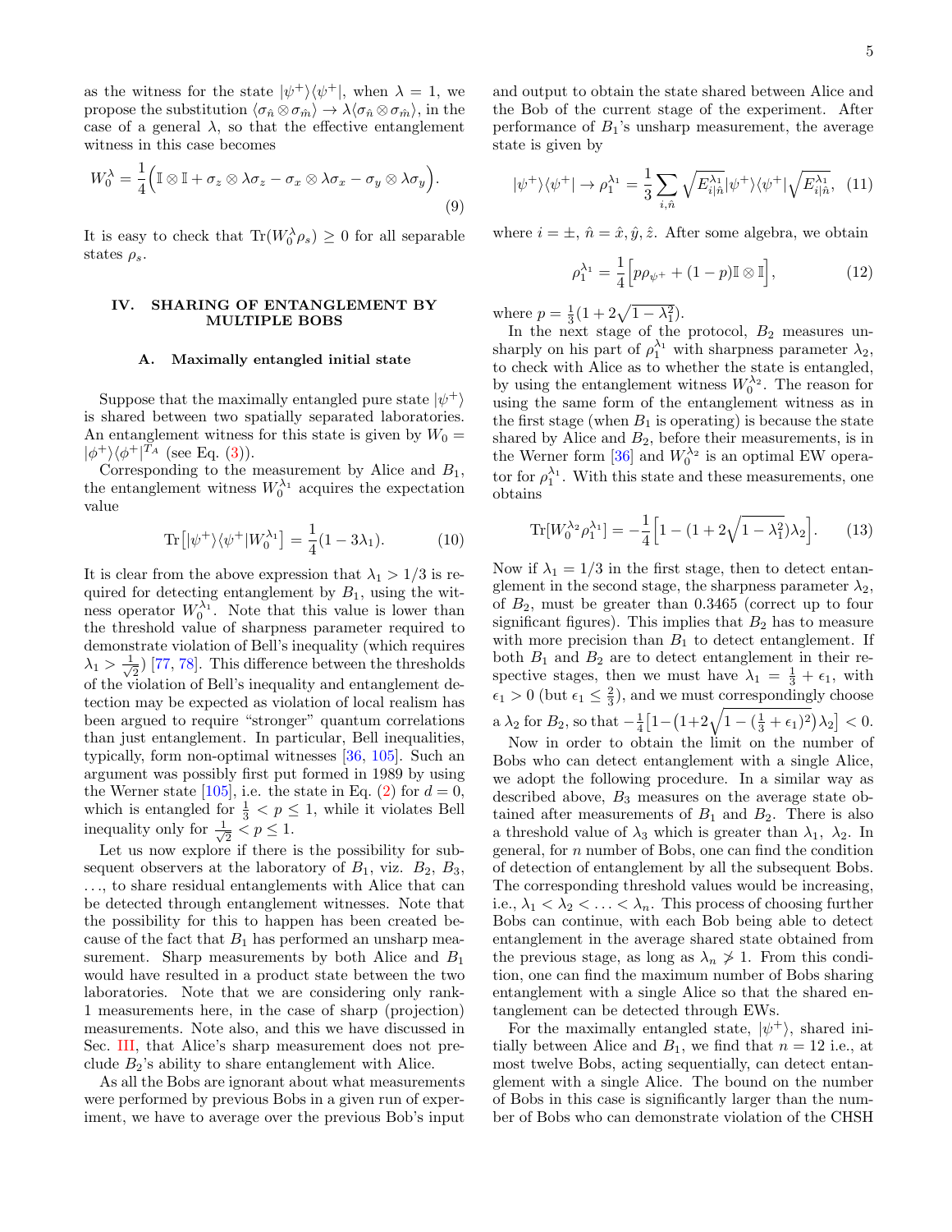as the witness for the state $|\psi^+\rangle\langle\psi^+|$, when $\lambda = 1$, we propose the substitution $\langle\sigma_{\hat{n}} \otimes \sigma_{\hat{m}}\rangle \to \lambda\langle\sigma_{\hat{n}} \otimes \sigma_{\hat{m}}\rangle$, in the case of a general $\lambda$, so that the effective entanglement witness in this case becomes

$$W_0^\lambda = \frac{1}{4}\Big(\mathbb{I}\otimes\mathbb{I} + \sigma_z \otimes \lambda\sigma_z - \sigma_x \otimes \lambda\sigma_x - \sigma_y \otimes \lambda\sigma_y\Big). \tag{9}$$

It is easy to check that $\mathrm{Tr}(W_0^\lambda \rho_s) \geq 0$ for all separable states $\rho_s$.

## IV. SHARING OF ENTANGLEMENT BY MULTIPLE BOBS

### A. Maximally entangled initial state

Suppose that the maximally entangled pure state $|\psi^+\rangle$ is shared between two spatially separated laboratories. An entanglement witness for this state is given by $W_0 = |\phi^+\rangle\langle\phi^+|^{T_A}$ (see Eq. (3)).

Corresponding to the measurement by Alice and $B_1$, the entanglement witness $W_0^{\lambda_1}$ acquires the expectation value

$$\mathrm{Tr}\big[|\psi^+\rangle\langle\psi^+|W_0^{\lambda_1}\big] = \frac{1}{4}(1 - 3\lambda_1). \tag{10}$$

It is clear from the above expression that $\lambda_1 > 1/3$ is required for detecting entanglement by $B_1$, using the witness operator $W_0^{\lambda_1}$. Note that this value is lower than the threshold value of sharpness parameter required to demonstrate violation of Bell's inequality (which requires $\lambda_1 > \frac{1}{\sqrt{2}}$) [77, 78]. This difference between the thresholds of the violation of Bell's inequality and entanglement detection may be expected as violation of local realism has been argued to require "stronger" quantum correlations than just entanglement. In particular, Bell inequalities, typically, form non-optimal witnesses [36, 105]. Such an argument was possibly first put formed in 1989 by using the Werner state [105], i.e. the state in Eq. (2) for $d = 0$, which is entangled for $\frac{1}{3} < p \leq 1$, while it violates Bell inequality only for $\frac{1}{\sqrt{2}} < p \leq 1$.

Let us now explore if there is the possibility for subsequent observers at the laboratory of $B_1$, viz. $B_2$, $B_3$, ..., to share residual entanglements with Alice that can be detected through entanglement witnesses. Note that the possibility for this to happen has been created because of the fact that $B_1$ has performed an unsharp measurement. Sharp measurements by both Alice and $B_1$ would have resulted in a product state between the two laboratories. Note that we are considering only rank-1 measurements here, in the case of sharp (projection) measurements. Note also, and this we have discussed in Sec. III, that Alice's sharp measurement does not preclude $B_2$'s ability to share entanglement with Alice.

As all the Bobs are ignorant about what measurements were performed by previous Bobs in a given run of experiment, we have to average over the previous Bob's input and output to obtain the state shared between Alice and the Bob of the current stage of the experiment. After performance of $B_1$'s unsharp measurement, the average state is given by

$$|\psi^+\rangle\langle\psi^+| \to \rho_1^{\lambda_1} = \frac{1}{3}\sum_{i,\hat{n}} \sqrt{E_{i|\hat{n}}^{\lambda_1}}|\psi^+\rangle\langle\psi^+|\sqrt{E_{i|\hat{n}}^{\lambda_1}}, \tag{11}$$

where $i = \pm$, $\hat{n} = \hat{x}, \hat{y}, \hat{z}$. After some algebra, we obtain

$$\rho_1^{\lambda_1} = \frac{1}{4}\Big[p\rho_{\psi^+} + (1-p)\mathbb{I}\otimes\mathbb{I}\Big], \tag{12}$$

where $p = \frac{1}{3}(1 + 2\sqrt{1 - \lambda_1^2})$.

In the next stage of the protocol, $B_2$ measures unsharply on his part of $\rho_1^{\lambda_1}$ with sharpness parameter $\lambda_2$, to check with Alice as to whether the state is entangled, by using the entanglement witness $W_0^{\lambda_2}$. The reason for using the same form of the entanglement witness as in the first stage (when $B_1$ is operating) is because the state shared by Alice and $B_2$, before their measurements, is in the Werner form [36] and $W_0^{\lambda_2}$ is an optimal EW operator for $\rho_1^{\lambda_1}$. With this state and these measurements, one obtains

$$\mathrm{Tr}[W_0^{\lambda_2}\rho_1^{\lambda_1}] = -\frac{1}{4}\Big[1 - (1 + 2\sqrt{1 - \lambda_1^2})\lambda_2\Big]. \tag{13}$$

Now if $\lambda_1 = 1/3$ in the first stage, then to detect entanglement in the second stage, the sharpness parameter $\lambda_2$, of $B_2$, must be greater than 0.3465 (correct up to four significant figures). This implies that $B_2$ has to measure with more precision than $B_1$ to detect entanglement. If both $B_1$ and $B_2$ are to detect entanglement in their respective stages, then we must have $\lambda_1 = \frac{1}{3} + \epsilon_1$, with $\epsilon_1 > 0$ (but $\epsilon_1 \leq \frac{2}{3}$), and we must correspondingly choose a $\lambda_2$ for $B_2$, so that $-\frac{1}{4}\big[1 - \big(1 + 2\sqrt{1 - (\frac{1}{3} + \epsilon_1)^2}\big)\lambda_2\big] < 0$.

Now in order to obtain the limit on the number of Bobs who can detect entanglement with a single Alice, we adopt the following procedure. In a similar way as described above, $B_3$ measures on the average state obtained after measurements of $B_1$ and $B_2$. There is also a threshold value of $\lambda_3$ which is greater than $\lambda_1$, $\lambda_2$. In general, for $n$ number of Bobs, one can find the condition of detection of entanglement by all the subsequent Bobs. The corresponding threshold values would be increasing, i.e., $\lambda_1 < \lambda_2 < \ldots < \lambda_n$. This process of choosing further Bobs can continue, with each Bob being able to detect entanglement in the average shared state obtained from the previous stage, as long as $\lambda_n \not> 1$. From this condition, one can find the maximum number of Bobs sharing entanglement with a single Alice so that the shared entanglement can be detected through EWs.

For the maximally entangled state, $|\psi^+\rangle$, shared initially between Alice and $B_1$, we find that $n = 12$ i.e., at most twelve Bobs, acting sequentially, can detect entanglement with a single Alice. The bound on the number of Bobs in this case is significantly larger than the number of Bobs who can demonstrate violation of the CHSH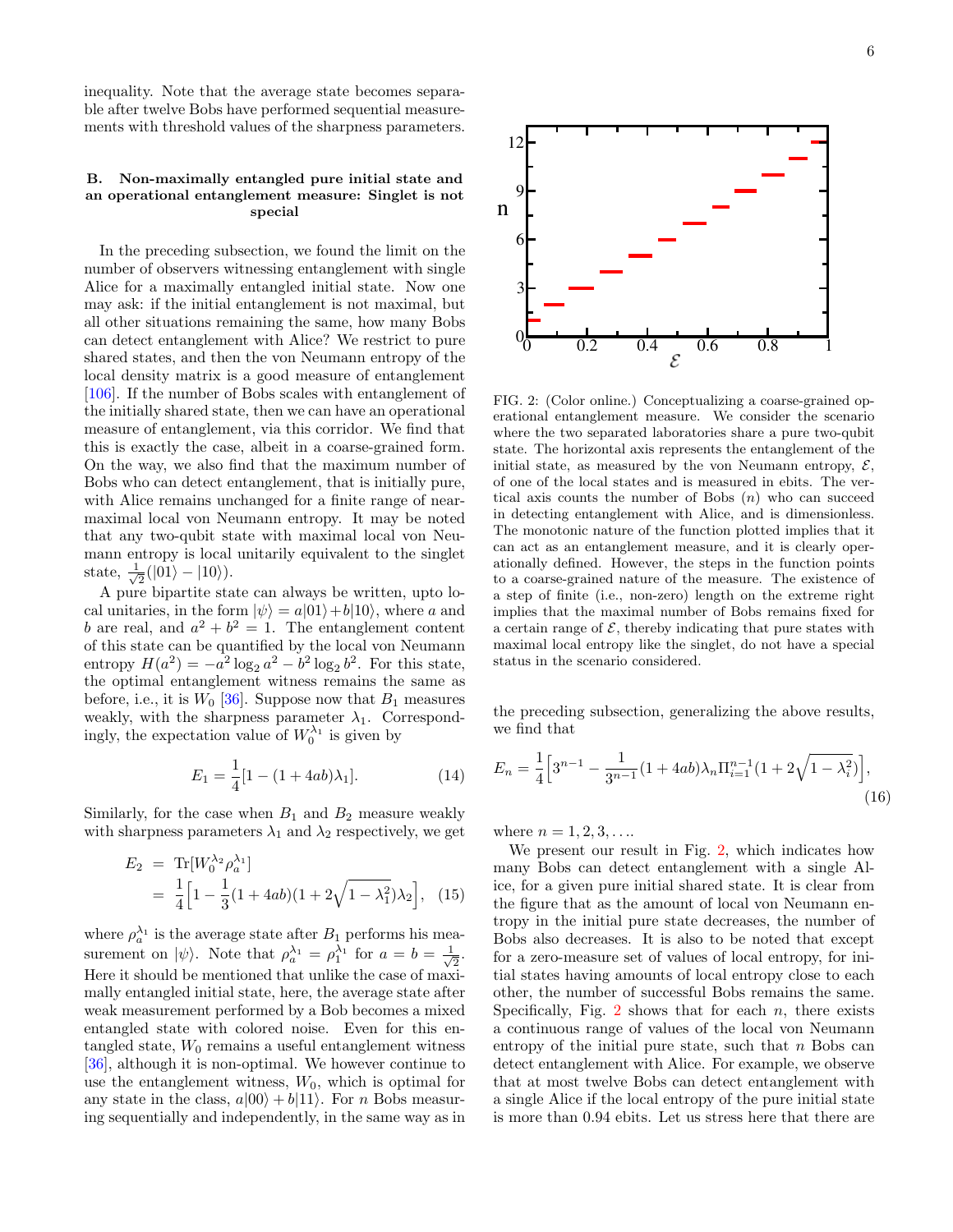inequality. Note that the average state becomes separable after twelve Bobs have performed sequential measurements with threshold values of the sharpness parameters.

### B. Non-maximally entangled pure initial state and an operational entanglement measure: Singlet is not special

In the preceding subsection, we found the limit on the number of observers witnessing entanglement with single Alice for a maximally entangled initial state. Now one may ask: if the initial entanglement is not maximal, but all other situations remaining the same, how many Bobs can detect entanglement with Alice? We restrict to pure shared states, and then the von Neumann entropy of the local density matrix is a good measure of entanglement [106]. If the number of Bobs scales with entanglement of the initially shared state, then we can have an operational measure of entanglement, via this corridor. We find that this is exactly the case, albeit in a coarse-grained form. On the way, we also find that the maximum number of Bobs who can detect entanglement, that is initially pure, with Alice remains unchanged for a finite range of near-maximal local von Neumann entropy. It may be noted that any two-qubit state with maximal local von Neumann entropy is local unitarily equivalent to the singlet state, $\frac{1}{\sqrt{2}}(|01\rangle - |10\rangle)$.

A pure bipartite state can always be written, upto local unitaries, in the form $|\psi\rangle = a|01\rangle + b|10\rangle$, where $a$ and $b$ are real, and $a^2 + b^2 = 1$. The entanglement content of this state can be quantified by the local von Neumann entropy $H(a^2) = -a^2 \log_2 a^2 - b^2 \log_2 b^2$. For this state, the optimal entanglement witness remains the same as before, i.e., it is $W_0$ [36]. Suppose now that $B_1$ measures weakly, with the sharpness parameter $\lambda_1$. Correspondingly, the expectation value of $W_0^{\lambda_1}$ is given by

$$E_1 = \frac{1}{4}[1 - (1 + 4ab)\lambda_1]. \tag{14}$$

Similarly, for the case when $B_1$ and $B_2$ measure weakly with sharpness parameters $\lambda_1$ and $\lambda_2$ respectively, we get

$$\begin{aligned} E_2 &= \text{Tr}[W_0^{\lambda_2} \rho_a^{\lambda_1}] \\ &= \frac{1}{4}\Big[1 - \frac{1}{3}(1 + 4ab)(1 + 2\sqrt{1 - \lambda_1^2})\lambda_2\Big], \end{aligned} \tag{15}$$

where $\rho_a^{\lambda_1}$ is the average state after $B_1$ performs his measurement on $|\psi\rangle$. Note that $\rho_a^{\lambda_1} = \rho_1^{\lambda_1}$ for $a = b = \frac{1}{\sqrt{2}}$. Here it should be mentioned that unlike the case of maximally entangled initial state, here, the average state after weak measurement performed by a Bob becomes a mixed entangled state with colored noise. Even for this entangled state, $W_0$ remains a useful entanglement witness [36], although it is non-optimal. We however continue to use the entanglement witness, $W_0$, which is optimal for any state in the class, $a|00\rangle + b|11\rangle$. For $n$ Bobs measuring sequentially and independently, in the same way as in the preceding subsection, generalizing the above results, we find that

$$E_n = \frac{1}{4}\Big[3^{n-1} - \frac{1}{3^{n-1}}(1 + 4ab)\lambda_n \Pi_{i=1}^{n-1}(1 + 2\sqrt{1 - \lambda_i^2})\Big], \tag{16}$$

where $n = 1, 2, 3, \ldots$.

FIG. 2: (Color online.) Conceptualizing a coarse-grained operational entanglement measure. We consider the scenario where the two separated laboratories share a pure two-qubit state. The horizontal axis represents the entanglement of the initial state, as measured by the von Neumann entropy, $\mathcal{E}$, of one of the local states and is measured in ebits. The vertical axis counts the number of Bobs ($n$) who can succeed in detecting entanglement with Alice, and is dimensionless. The monotonic nature of the function plotted implies that it can act as an entanglement measure, and it is clearly operationally defined. However, the steps in the function points to a coarse-grained nature of the measure. The existence of a step of finite (i.e., non-zero) length on the extreme right implies that the maximal number of Bobs remains fixed for a certain range of $\mathcal{E}$, thereby indicating that pure states with maximal local entropy like the singlet, do not have a special status in the scenario considered.

We present our result in Fig. 2, which indicates how many Bobs can detect entanglement with a single Alice, for a given pure initial shared state. It is clear from the figure that as the amount of local von Neumann entropy in the initial pure state decreases, the number of Bobs also decreases. It is also to be noted that except for a zero-measure set of values of local entropy, for initial states having amounts of local entropy close to each other, the number of successful Bobs remains the same. Specifically, Fig. 2 shows that for each $n$, there exists a continuous range of values of the local von Neumann entropy of the initial pure state, such that $n$ Bobs can detect entanglement with Alice. For example, we observe that at most twelve Bobs can detect entanglement with a single Alice if the local entropy of the pure initial state is more than 0.94 ebits. Let us stress here that there are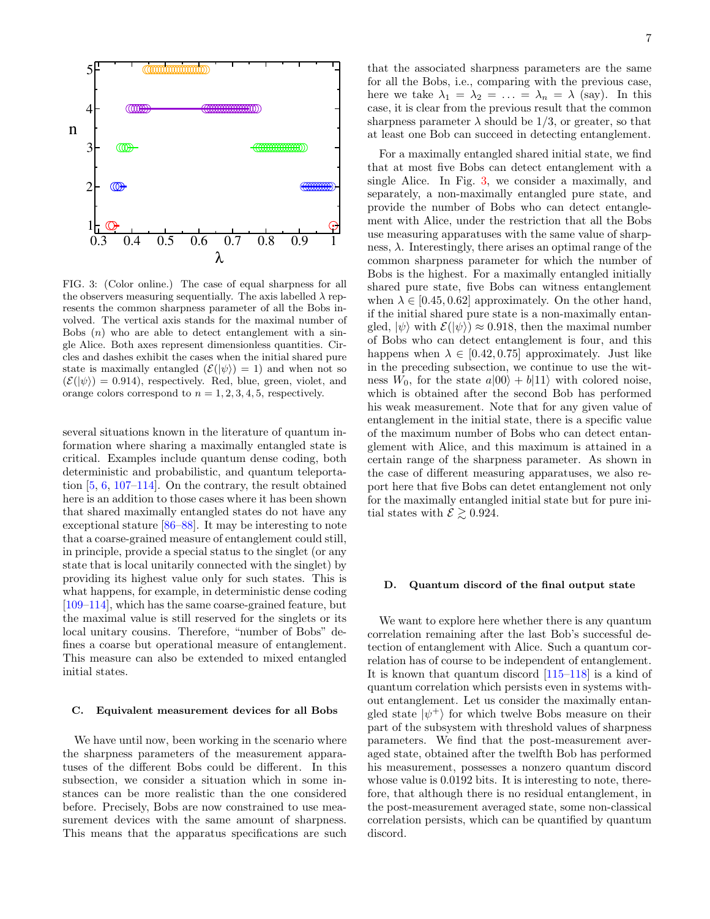FIG. 3: (Color online.) The case of equal sharpness for all the observers measuring sequentially. The axis labelled $\lambda$ represents the common sharpness parameter of all the Bobs involved. The vertical axis stands for the maximal number of Bobs ($n$) who are able to detect entanglement with a single Alice. Both axes represent dimensionless quantities. Circles and dashes exhibit the cases when the initial shared pure state is maximally entangled ($\mathcal{E}(|\psi\rangle) = 1$) and when not so ($\mathcal{E}(|\psi\rangle) = 0.914$), respectively. Red, blue, green, violet, and orange colors correspond to $n = 1, 2, 3, 4, 5$, respectively.

several situations known in the literature of quantum information where sharing a maximally entangled state is critical. Examples include quantum dense coding, both deterministic and probabilistic, and quantum teleportation [5, 6, 107–114]. On the contrary, the result obtained here is an addition to those cases where it has been shown that shared maximally entangled states do not have any exceptional stature [86–88]. It may be interesting to note that a coarse-grained measure of entanglement could still, in principle, provide a special status to the singlet (or any state that is local unitarily connected with the singlet) by providing its highest value only for such states. This is what happens, for example, in deterministic dense coding [109–114], which has the same coarse-grained feature, but the maximal value is still reserved for the singlets or its local unitary cousins. Therefore, "number of Bobs" defines a coarse but operational measure of entanglement. This measure can also be extended to mixed entangled initial states.

### C. Equivalent measurement devices for all Bobs

We have until now, been working in the scenario where the sharpness parameters of the measurement apparatuses of the different Bobs could be different. In this subsection, we consider a situation which in some instances can be more realistic than the one considered before. Precisely, Bobs are now constrained to use measurement devices with the same amount of sharpness. This means that the apparatus specifications are such that the associated sharpness parameters are the same for all the Bobs, i.e., comparing with the previous case, here we take $\lambda_1 = \lambda_2 = \ldots = \lambda_n = \lambda$ (say). In this case, it is clear from the previous result that the common sharpness parameter $\lambda$ should be $1/3$, or greater, so that at least one Bob can succeed in detecting entanglement.

For a maximally entangled shared initial state, we find that at most five Bobs can detect entanglement with a single Alice. In Fig. 3, we consider a maximally, and separately, a non-maximally entangled pure state, and provide the number of Bobs who can detect entanglement with Alice, under the restriction that all the Bobs use measuring apparatuses with the same value of sharpness, $\lambda$. Interestingly, there arises an optimal range of the common sharpness parameter for which the number of Bobs is the highest. For a maximally entangled initially shared pure state, five Bobs can witness entanglement when $\lambda \in [0.45, 0.62]$ approximately. On the other hand, if the initial shared pure state is a non-maximally entangled, $|\psi\rangle$ with $\mathcal{E}(|\psi\rangle) \approx 0.918$, then the maximal number of Bobs who can detect entanglement is four, and this happens when $\lambda \in [0.42, 0.75]$ approximately. Just like in the preceding subsection, we continue to use the witness $W_0$, for the state $a|00\rangle + b|11\rangle$ with colored noise, which is obtained after the second Bob has performed his weak measurement. Note that for any given value of entanglement in the initial state, there is a specific value of the maximum number of Bobs who can detect entanglement with Alice, and this maximum is attained in a certain range of the sharpness parameter. As shown in the case of different measuring apparatuses, we also report here that five Bobs can detet entanglement not only for the maximally entangled initial state but for pure initial states with $\mathcal{E} \gtrsim 0.924$.

### D. Quantum discord of the final output state

We want to explore here whether there is any quantum correlation remaining after the last Bob's successful detection of entanglement with Alice. Such a quantum correlation has of course to be independent of entanglement. It is known that quantum discord [115–118] is a kind of quantum correlation which persists even in systems without entanglement. Let us consider the maximally entangled state $|\psi^+\rangle$ for which twelve Bobs measure on their part of the subsystem with threshold values of sharpness parameters. We find that the post-measurement averaged state, obtained after the twelfth Bob has performed his measurement, possesses a nonzero quantum discord whose value is 0.0192 bits. It is interesting to note, therefore, that although there is no residual entanglement, in the post-measurement averaged state, some non-classical correlation persists, which can be quantified by quantum discord.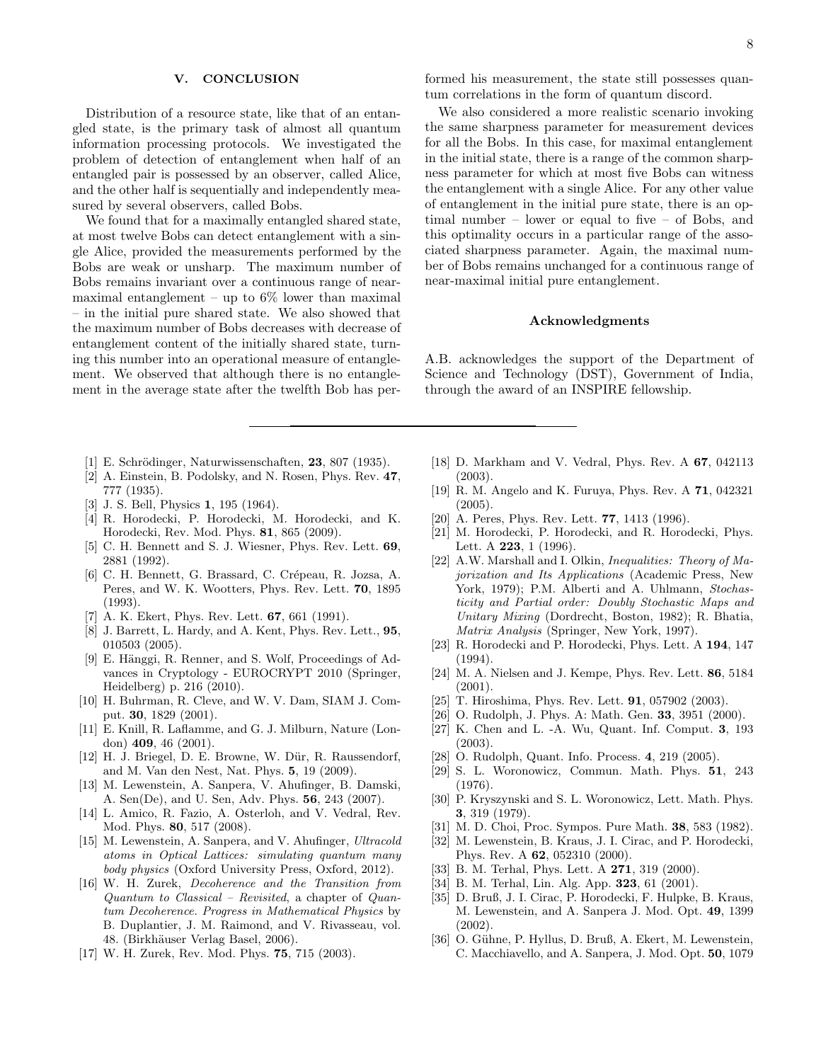## V. CONCLUSION

Distribution of a resource state, like that of an entangled state, is the primary task of almost all quantum information processing protocols. We investigated the problem of detection of entanglement when half of an entangled pair is possessed by an observer, called Alice, and the other half is sequentially and independently measured by several observers, called Bobs.

We found that for a maximally entangled shared state, at most twelve Bobs can detect entanglement with a single Alice, provided the measurements performed by the Bobs are weak or unsharp. The maximum number of Bobs remains invariant over a continuous range of near-maximal entanglement – up to 6% lower than maximal – in the initial pure shared state. We also showed that the maximum number of Bobs decreases with decrease of entanglement content of the initially shared state, turning this number into an operational measure of entanglement. We observed that although there is no entanglement in the average state after the twelfth Bob has performed his measurement, the state still possesses quantum correlations in the form of quantum discord.

We also considered a more realistic scenario invoking the same sharpness parameter for measurement devices for all the Bobs. In this case, for maximal entanglement in the initial state, there is a range of the common sharpness parameter for which at most five Bobs can witness the entanglement with a single Alice. For any other value of entanglement in the initial pure state, there is an optimal number – lower or equal to five – of Bobs, and this optimality occurs in a particular range of the associated sharpness parameter. Again, the maximal number of Bobs remains unchanged for a continuous range of near-maximal initial pure entanglement.

### Acknowledgments

A.B. acknowledges the support of the Department of Science and Technology (DST), Government of India, through the award of an INSPIRE fellowship.

---

[1] E. Schrödinger, Naturwissenschaften, **23**, 807 (1935).

[2] A. Einstein, B. Podolsky, and N. Rosen, Phys. Rev. **47**, 777 (1935).

[3] J. S. Bell, Physics **1**, 195 (1964).

[4] R. Horodecki, P. Horodecki, M. Horodecki, and K. Horodecki, Rev. Mod. Phys. **81**, 865 (2009).

[5] C. H. Bennett and S. J. Wiesner, Phys. Rev. Lett. **69**, 2881 (1992).

[6] C. H. Bennett, G. Brassard, C. Crépeau, R. Jozsa, A. Peres, and W. K. Wootters, Phys. Rev. Lett. **70**, 1895 (1993).

[7] A. K. Ekert, Phys. Rev. Lett. **67**, 661 (1991).

[8] J. Barrett, L. Hardy, and A. Kent, Phys. Rev. Lett., **95**, 010503 (2005).

[9] E. Hänggi, R. Renner, and S. Wolf, Proceedings of Advances in Cryptology - EUROCRYPT 2010 (Springer, Heidelberg) p. 216 (2010).

[10] H. Buhrman, R. Cleve, and W. V. Dam, SIAM J. Comput. **30**, 1829 (2001).

[11] E. Knill, R. Laflamme, and G. J. Milburn, Nature (London) **409**, 46 (2001).

[12] H. J. Briegel, D. E. Browne, W. Dür, R. Raussendorf, and M. Van den Nest, Nat. Phys. **5**, 19 (2009).

[13] M. Lewenstein, A. Sanpera, V. Ahufinger, B. Damski, A. Sen(De), and U. Sen, Adv. Phys. **56**, 243 (2007).

[14] L. Amico, R. Fazio, A. Osterloh, and V. Vedral, Rev. Mod. Phys. **80**, 517 (2008).

[15] M. Lewenstein, A. Sanpera, and V. Ahufinger, *Ultracold atoms in Optical Lattices: simulating quantum many body physics* (Oxford University Press, Oxford, 2012).

[16] W. H. Zurek, *Decoherence and the Transition from Quantum to Classical – Revisited*, a chapter of *Quantum Decoherence. Progress in Mathematical Physics* by B. Duplantier, J. M. Raimond, and V. Rivasseau, vol. 48. (Birkhäuser Verlag Basel, 2006).

[17] W. H. Zurek, Rev. Mod. Phys. **75**, 715 (2003).

[18] D. Markham and V. Vedral, Phys. Rev. A **67**, 042113 (2003).

[19] R. M. Angelo and K. Furuya, Phys. Rev. A **71**, 042321 (2005).

[20] A. Peres, Phys. Rev. Lett. **77**, 1413 (1996).

[21] M. Horodecki, P. Horodecki, and R. Horodecki, Phys. Lett. A **223**, 1 (1996).

[22] A.W. Marshall and I. Olkin, *Inequalities: Theory of Majorization and Its Applications* (Academic Press, New York, 1979); P.M. Alberti and A. Uhlmann, *Stochasticity and Partial order: Doubly Stochastic Maps and Unitary Mixing* (Dordrecht, Boston, 1982); R. Bhatia, *Matrix Analysis* (Springer, New York, 1997).

[23] R. Horodecki and P. Horodecki, Phys. Lett. A **194**, 147 (1994).

[24] M. A. Nielsen and J. Kempe, Phys. Rev. Lett. **86**, 5184 (2001).

[25] T. Hiroshima, Phys. Rev. Lett. **91**, 057902 (2003).

[26] O. Rudolph, J. Phys. A: Math. Gen. **33**, 3951 (2000).

[27] K. Chen and L. -A. Wu, Quant. Inf. Comput. **3**, 193 (2003).

[28] O. Rudolph, Quant. Info. Process. **4**, 219 (2005).

[29] S. L. Woronowicz, Commun. Math. Phys. **51**, 243 (1976).

[30] P. Kryszynski and S. L. Woronowicz, Lett. Math. Phys. **3**, 319 (1979).

[31] M. D. Choi, Proc. Sympos. Pure Math. **38**, 583 (1982).

[32] M. Lewenstein, B. Kraus, J. I. Cirac, and P. Horodecki, Phys. Rev. A **62**, 052310 (2000).

[33] B. M. Terhal, Phys. Lett. A **271**, 319 (2000).

[34] B. M. Terhal, Lin. Alg. App. **323**, 61 (2001).

[35] D. Bruß, J. I. Cirac, P. Horodecki, F. Hulpke, B. Kraus, M. Lewenstein, and A. Sanpera J. Mod. Opt. **49**, 1399 (2002).

[36] O. Gühne, P. Hyllus, D. Bruß, A. Ekert, M. Lewenstein, C. Macchiavello, and A. Sanpera, J. Mod. Opt. **50**, 1079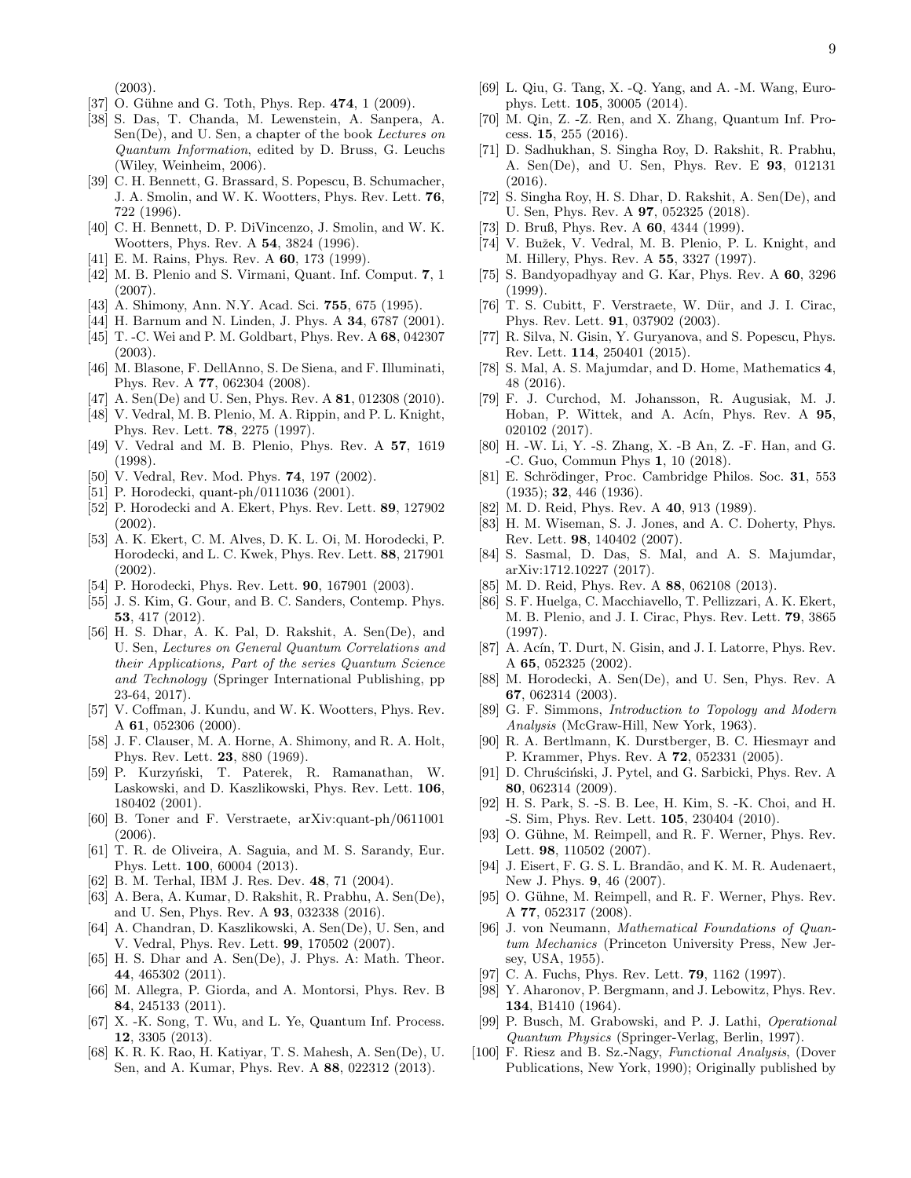(2003).

[37] O. Gühne and G. Toth, Phys. Rep. **474**, 1 (2009).

[38] S. Das, T. Chanda, M. Lewenstein, A. Sanpera, A. Sen(De), and U. Sen, a chapter of the book *Lectures on Quantum Information*, edited by D. Bruss, G. Leuchs (Wiley, Weinheim, 2006).

[39] C. H. Bennett, G. Brassard, S. Popescu, B. Schumacher, J. A. Smolin, and W. K. Wootters, Phys. Rev. Lett. **76**, 722 (1996).

[40] C. H. Bennett, D. P. DiVincenzo, J. Smolin, and W. K. Wootters, Phys. Rev. A **54**, 3824 (1996).

[41] E. M. Rains, Phys. Rev. A **60**, 173 (1999).

[42] M. B. Plenio and S. Virmani, Quant. Inf. Comput. **7**, 1 (2007).

[43] A. Shimony, Ann. N.Y. Acad. Sci. **755**, 675 (1995).

[44] H. Barnum and N. Linden, J. Phys. A **34**, 6787 (2001).

[45] T. -C. Wei and P. M. Goldbart, Phys. Rev. A **68**, 042307 (2003).

[46] M. Blasone, F. DellAnno, S. De Siena, and F. Illuminati, Phys. Rev. A **77**, 062304 (2008).

[47] A. Sen(De) and U. Sen, Phys. Rev. A **81**, 012308 (2010).

[48] V. Vedral, M. B. Plenio, M. A. Rippin, and P. L. Knight, Phys. Rev. Lett. **78**, 2275 (1997).

[49] V. Vedral and M. B. Plenio, Phys. Rev. A **57**, 1619 (1998).

[50] V. Vedral, Rev. Mod. Phys. **74**, 197 (2002).

[51] P. Horodecki, quant-ph/0111036 (2001).

[52] P. Horodecki and A. Ekert, Phys. Rev. Lett. **89**, 127902 (2002).

[53] A. K. Ekert, C. M. Alves, D. K. L. Oi, M. Horodecki, P. Horodecki, and L. C. Kwek, Phys. Rev. Lett. **88**, 217901 (2002).

[54] P. Horodecki, Phys. Rev. Lett. **90**, 167901 (2003).

[55] J. S. Kim, G. Gour, and B. C. Sanders, Contemp. Phys. **53**, 417 (2012).

[56] H. S. Dhar, A. K. Pal, D. Rakshit, A. Sen(De), and U. Sen, *Lectures on General Quantum Correlations and their Applications, Part of the series Quantum Science and Technology* (Springer International Publishing, pp 23-64, 2017).

[57] V. Coffman, J. Kundu, and W. K. Wootters, Phys. Rev. A **61**, 052306 (2000).

[58] J. F. Clauser, M. A. Horne, A. Shimony, and R. A. Holt, Phys. Rev. Lett. **23**, 880 (1969).

[59] P. Kurzyński, T. Paterek, R. Ramanathan, W. Laskowski, and D. Kaszlikowski, Phys. Rev. Lett. **106**, 180402 (2001).

[60] B. Toner and F. Verstraete, arXiv:quant-ph/0611001 (2006).

[61] T. R. de Oliveira, A. Saguia, and M. S. Sarandy, Eur. Phys. Lett. **100**, 60004 (2013).

[62] B. M. Terhal, IBM J. Res. Dev. **48**, 71 (2004).

[63] A. Bera, A. Kumar, D. Rakshit, R. Prabhu, A. Sen(De), and U. Sen, Phys. Rev. A **93**, 032338 (2016).

[64] A. Chandran, D. Kaszlikowski, A. Sen(De), U. Sen, and V. Vedral, Phys. Rev. Lett. **99**, 170502 (2007).

[65] H. S. Dhar and A. Sen(De), J. Phys. A: Math. Theor. **44**, 465302 (2011).

[66] M. Allegra, P. Giorda, and A. Montorsi, Phys. Rev. B **84**, 245133 (2011).

[67] X. -K. Song, T. Wu, and L. Ye, Quantum Inf. Process. **12**, 3305 (2013).

[68] K. R. K. Rao, H. Katiyar, T. S. Mahesh, A. Sen(De), U. Sen, and A. Kumar, Phys. Rev. A **88**, 022312 (2013).

[69] L. Qiu, G. Tang, X. -Q. Yang, and A. -M. Wang, Europhys. Lett. **105**, 30005 (2014).

[70] M. Qin, Z. -Z. Ren, and X. Zhang, Quantum Inf. Process. **15**, 255 (2016).

[71] D. Sadhukhan, S. Singha Roy, D. Rakshit, R. Prabhu, A. Sen(De), and U. Sen, Phys. Rev. E **93**, 012131 (2016).

[72] S. Singha Roy, H. S. Dhar, D. Rakshit, A. Sen(De), and U. Sen, Phys. Rev. A **97**, 052325 (2018).

[73] D. Bruß, Phys. Rev. A **60**, 4344 (1999).

[74] V. Bužek, V. Vedral, M. B. Plenio, P. L. Knight, and M. Hillery, Phys. Rev. A **55**, 3327 (1997).

[75] S. Bandyopadhyay and G. Kar, Phys. Rev. A **60**, 3296 (1999).

[76] T. S. Cubitt, F. Verstraete, W. Dür, and J. I. Cirac, Phys. Rev. Lett. **91**, 037902 (2003).

[77] R. Silva, N. Gisin, Y. Guryanova, and S. Popescu, Phys. Rev. Lett. **114**, 250401 (2015).

[78] S. Mal, A. S. Majumdar, and D. Home, Mathematics **4**, 48 (2016).

[79] F. J. Curchod, M. Johansson, R. Augusiak, M. J. Hoban, P. Wittek, and A. Acín, Phys. Rev. A **95**, 020102 (2017).

[80] H. -W. Li, Y. -S. Zhang, X. -B An, Z. -F. Han, and G. -C. Guo, Commun Phys **1**, 10 (2018).

[81] E. Schrödinger, Proc. Cambridge Philos. Soc. **31**, 553 (1935); **32**, 446 (1936).

[82] M. D. Reid, Phys. Rev. A **40**, 913 (1989).

[83] H. M. Wiseman, S. J. Jones, and A. C. Doherty, Phys. Rev. Lett. **98**, 140402 (2007).

[84] S. Sasmal, D. Das, S. Mal, and A. S. Majumdar, arXiv:1712.10227 (2017).

[85] M. D. Reid, Phys. Rev. A **88**, 062108 (2013).

[86] S. F. Huelga, C. Macchiavello, T. Pellizzari, A. K. Ekert, M. B. Plenio, and J. I. Cirac, Phys. Rev. Lett. **79**, 3865 (1997).

[87] A. Acín, T. Durt, N. Gisin, and J. I. Latorre, Phys. Rev. A **65**, 052325 (2002).

[88] M. Horodecki, A. Sen(De), and U. Sen, Phys. Rev. A **67**, 062314 (2003).

[89] G. F. Simmons, *Introduction to Topology and Modern Analysis* (McGraw-Hill, New York, 1963).

[90] R. A. Bertlmann, K. Durstberger, B. C. Hiesmayr and P. Krammer, Phys. Rev. A **72**, 052331 (2005).

[91] D. Chruściński, J. Pytel, and G. Sarbicki, Phys. Rev. A **80**, 062314 (2009).

[92] H. S. Park, S. -S. B. Lee, H. Kim, S. -K. Choi, and H. -S. Sim, Phys. Rev. Lett. **105**, 230404 (2010).

[93] O. Gühne, M. Reimpell, and R. F. Werner, Phys. Rev. Lett. **98**, 110502 (2007).

[94] J. Eisert, F. G. S. L. Brandão, and K. M. R. Audenaert, New J. Phys. **9**, 46 (2007).

[95] O. Gühne, M. Reimpell, and R. F. Werner, Phys. Rev. A **77**, 052317 (2008).

[96] J. von Neumann, *Mathematical Foundations of Quantum Mechanics* (Princeton University Press, New Jersey, USA, 1955).

[97] C. A. Fuchs, Phys. Rev. Lett. **79**, 1162 (1997).

[98] Y. Aharonov, P. Bergmann, and J. Lebowitz, Phys. Rev. **134**, B1410 (1964).

[99] P. Busch, M. Grabowski, and P. J. Lathi, *Operational Quantum Physics* (Springer-Verlag, Berlin, 1997).

[100] F. Riesz and B. Sz.-Nagy, *Functional Analysis*, (Dover Publications, New York, 1990); Originally published by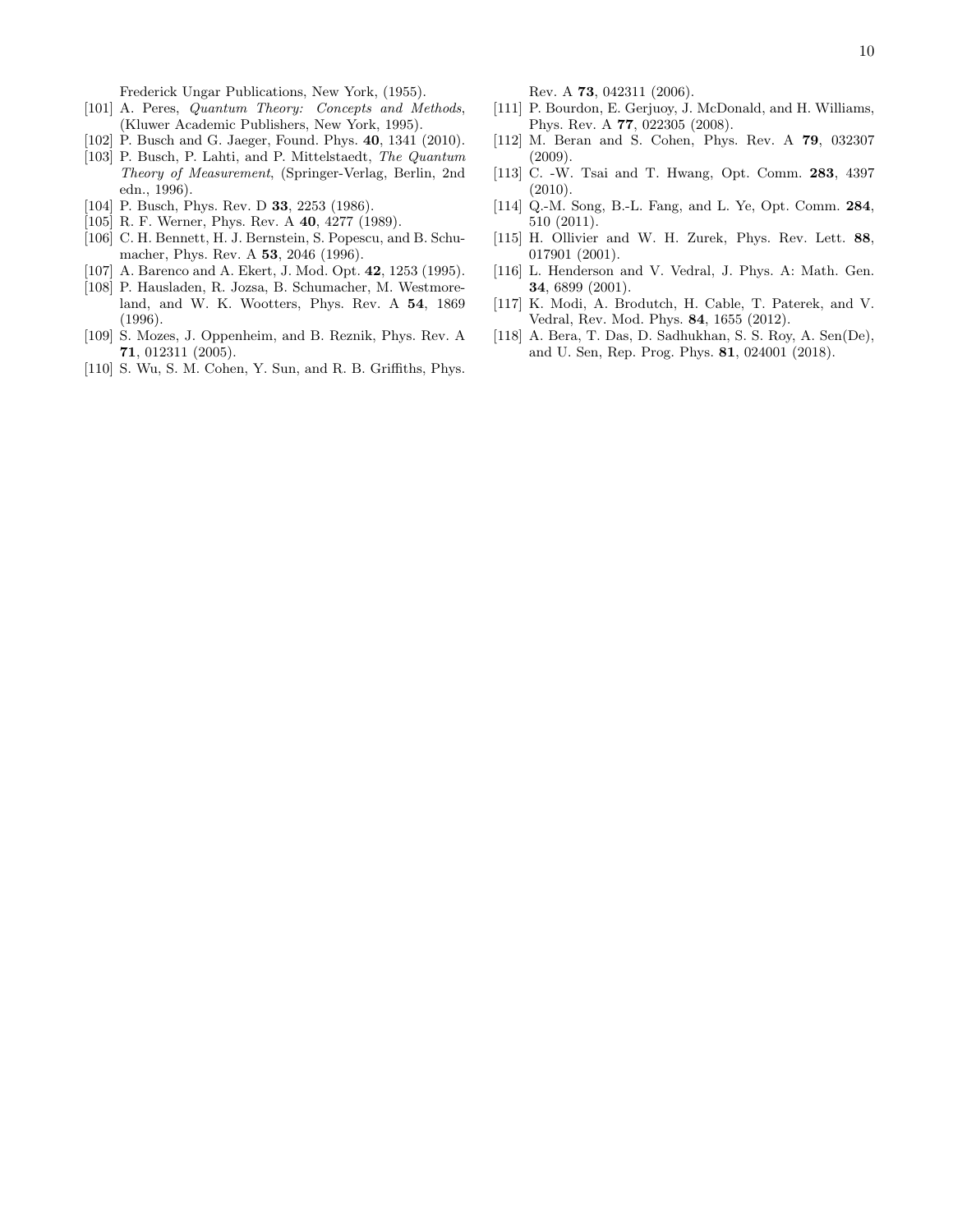Frederick Ungar Publications, New York, (1955).

[101] A. Peres, *Quantum Theory: Concepts and Methods*, (Kluwer Academic Publishers, New York, 1995).

[102] P. Busch and G. Jaeger, Found. Phys. **40**, 1341 (2010).

[103] P. Busch, P. Lahti, and P. Mittelstaedt, *The Quantum Theory of Measurement*, (Springer-Verlag, Berlin, 2nd edn., 1996).

[104] P. Busch, Phys. Rev. D **33**, 2253 (1986).

[105] R. F. Werner, Phys. Rev. A **40**, 4277 (1989).

[106] C. H. Bennett, H. J. Bernstein, S. Popescu, and B. Schumacher, Phys. Rev. A **53**, 2046 (1996).

[107] A. Barenco and A. Ekert, J. Mod. Opt. **42**, 1253 (1995).

[108] P. Hausladen, R. Jozsa, B. Schumacher, M. Westmoreland, and W. K. Wootters, Phys. Rev. A **54**, 1869 (1996).

[109] S. Mozes, J. Oppenheim, and B. Reznik, Phys. Rev. A **71**, 012311 (2005).

[110] S. Wu, S. M. Cohen, Y. Sun, and R. B. Griffiths, Phys. Rev. A **73**, 042311 (2006).

[111] P. Bourdon, E. Gerjuoy, J. McDonald, and H. Williams, Phys. Rev. A **77**, 022305 (2008).

[112] M. Beran and S. Cohen, Phys. Rev. A **79**, 032307 (2009).

[113] C. -W. Tsai and T. Hwang, Opt. Comm. **283**, 4397 (2010).

[114] Q.-M. Song, B.-L. Fang, and L. Ye, Opt. Comm. **284**, 510 (2011).

[115] H. Ollivier and W. H. Zurek, Phys. Rev. Lett. **88**, 017901 (2001).

[116] L. Henderson and V. Vedral, J. Phys. A: Math. Gen. **34**, 6899 (2001).

[117] K. Modi, A. Brodutch, H. Cable, T. Paterek, and V. Vedral, Rev. Mod. Phys. **84**, 1655 (2012).

[118] A. Bera, T. Das, D. Sadhukhan, S. S. Roy, A. Sen(De), and U. Sen, Rep. Prog. Phys. **81**, 024001 (2018).